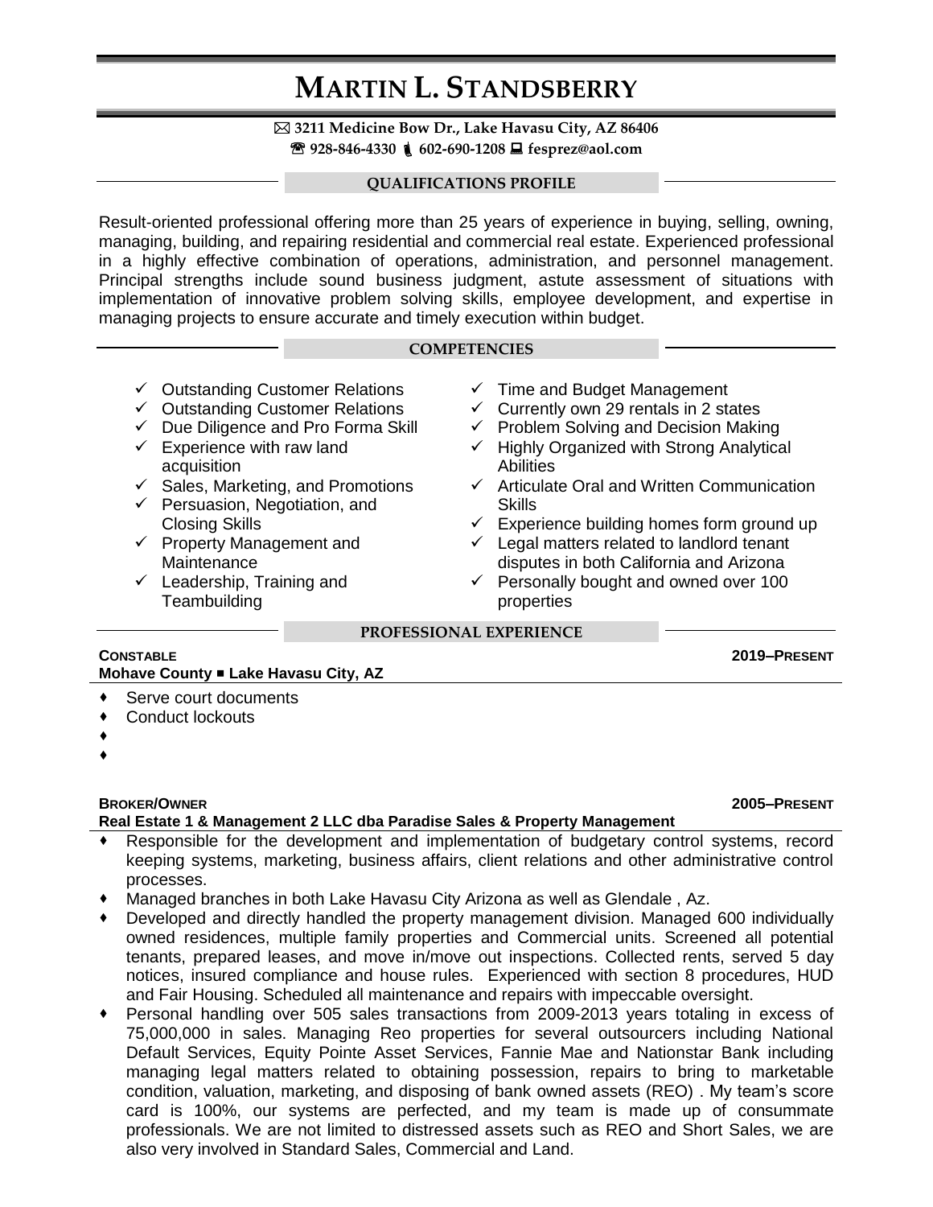# MARTIN L. STANDSBERRY

✉ 3211 Medicine Bow Dr., Lake Havasu City, AZ 86406
☎ 928-846-4330 📱 602-690-1208 💻 fesprez@aol.com

## QUALIFICATIONS PROFILE

Result-oriented professional offering more than 25 years of experience in buying, selling, owning, managing, building, and repairing residential and commercial real estate. Experienced professional in a highly effective combination of operations, administration, and personnel management. Principal strengths include sound business judgment, astute assessment of situations with implementation of innovative problem solving skills, employee development, and expertise in managing projects to ensure accurate and timely execution within budget.

## COMPETENCIES

- ✓ Outstanding Customer Relations
- ✓ Outstanding Customer Relations
- ✓ Due Diligence and Pro Forma Skill
- ✓ Experience with raw land acquisition
- ✓ Sales, Marketing, and Promotions
- ✓ Persuasion, Negotiation, and Closing Skills
- ✓ Property Management and Maintenance
- ✓ Leadership, Training and Teambuilding
- ✓ Time and Budget Management
- ✓ Currently own 29 rentals in 2 states
- ✓ Problem Solving and Decision Making
- ✓ Highly Organized with Strong Analytical Abilities
- ✓ Articulate Oral and Written Communication Skills
- ✓ Experience building homes form ground up
- ✓ Legal matters related to landlord tenant disputes in both California and Arizona
- ✓ Personally bought and owned over 100 properties

## PROFESSIONAL EXPERIENCE

**CONSTABLE** — **2019–PRESENT**
**Mohave County ■ Lake Havasu City, AZ**

- Serve court documents
- Conduct lockouts
- 
- 

**BROKER/OWNER** — **2005–PRESENT**
**Real Estate 1 & Management 2 LLC dba Paradise Sales & Property Management**

- Responsible for the development and implementation of budgetary control systems, record keeping systems, marketing, business affairs, client relations and other administrative control processes.
- Managed branches in both Lake Havasu City Arizona as well as Glendale , Az.
- Developed and directly handled the property management division. Managed 600 individually owned residences, multiple family properties and Commercial units. Screened all potential tenants, prepared leases, and move in/move out inspections. Collected rents, served 5 day notices, insured compliance and house rules. Experienced with section 8 procedures, HUD and Fair Housing. Scheduled all maintenance and repairs with impeccable oversight.
- Personal handling over 505 sales transactions from 2009-2013 years totaling in excess of 75,000,000 in sales. Managing Reo properties for several outsourcers including National Default Services, Equity Pointe Asset Services, Fannie Mae and Nationstar Bank including managing legal matters related to obtaining possession, repairs to bring to marketable condition, valuation, marketing, and disposing of bank owned assets (REO) . My team's score card is 100%, our systems are perfected, and my team is made up of consummate professionals. We are not limited to distressed assets such as REO and Short Sales, we are also very involved in Standard Sales, Commercial and Land.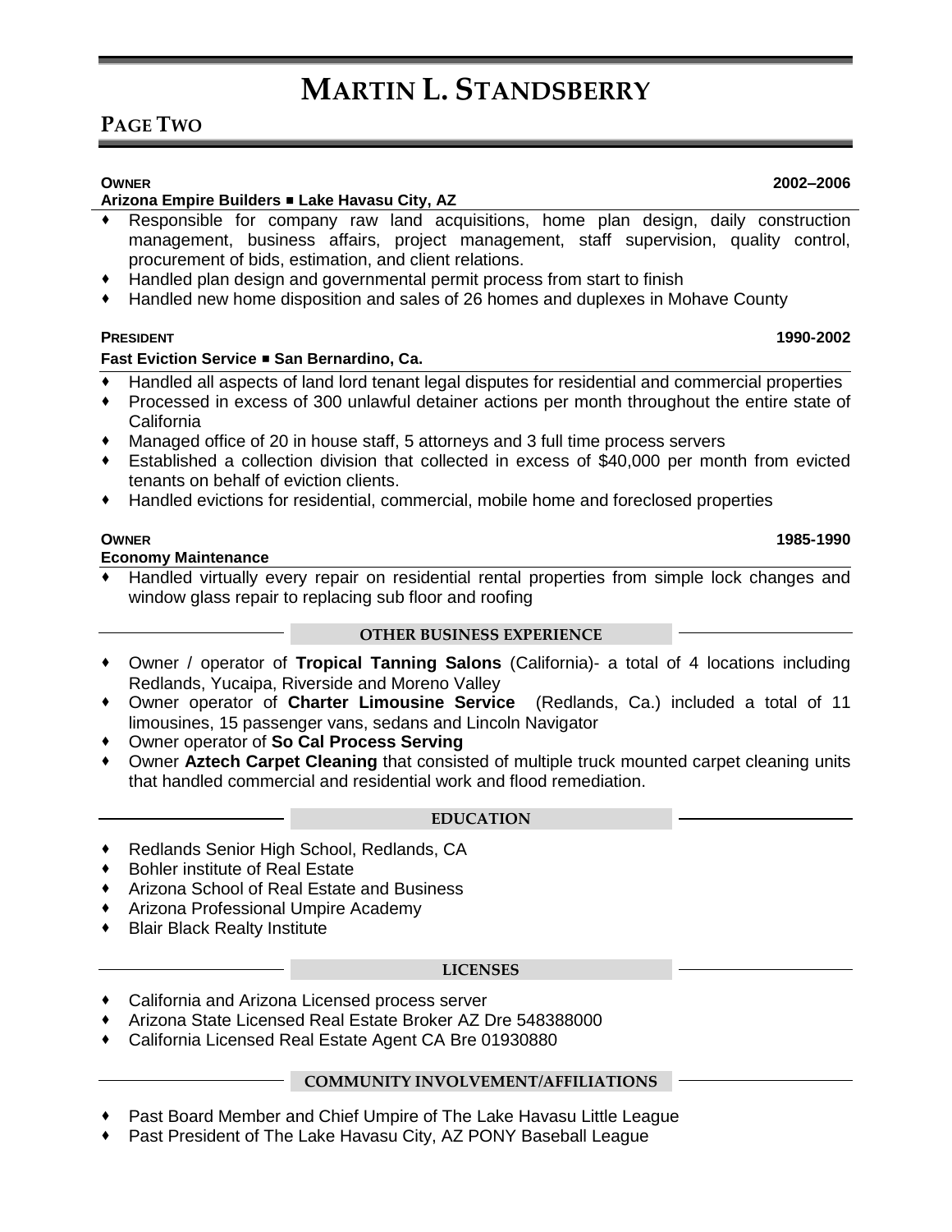**OWNER** **2002–2006**
**Arizona Empire Builders ▪ Lake Havasu City, AZ**

- Responsible for company raw land acquisitions, home plan design, daily construction management, business affairs, project management, staff supervision, quality control, procurement of bids, estimation, and client relations.
- Handled plan design and governmental permit process from start to finish
- Handled new home disposition and sales of 26 homes and duplexes in Mohave County

**PRESIDENT** **1990-2002**
**Fast Eviction Service ▪ San Bernardino, Ca.**

- Handled all aspects of land lord tenant legal disputes for residential and commercial properties
- Processed in excess of 300 unlawful detainer actions per month throughout the entire state of California
- Managed office of 20 in house staff, 5 attorneys and 3 full time process servers
- Established a collection division that collected in excess of $40,000 per month from evicted tenants on behalf of eviction clients.
- Handled evictions for residential, commercial, mobile home and foreclosed properties

**OWNER** **1985-1990**
**Economy Maintenance**

- Handled virtually every repair on residential rental properties from simple lock changes and window glass repair to replacing sub floor and roofing

## OTHER BUSINESS EXPERIENCE

- Owner / operator of **Tropical Tanning Salons** (California)- a total of 4 locations including Redlands, Yucaipa, Riverside and Moreno Valley
- Owner operator of **Charter Limousine Service** (Redlands, Ca.) included a total of 11 limousines, 15 passenger vans, sedans and Lincoln Navigator
- Owner operator of **So Cal Process Serving**
- Owner **Aztech Carpet Cleaning** that consisted of multiple truck mounted carpet cleaning units that handled commercial and residential work and flood remediation.

## EDUCATION

- Redlands Senior High School, Redlands, CA
- Bohler institute of Real Estate
- Arizona School of Real Estate and Business
- Arizona Professional Umpire Academy
- Blair Black Realty Institute

## LICENSES

- California and Arizona Licensed process server
- Arizona State Licensed Real Estate Broker AZ Dre 548388000
- California Licensed Real Estate Agent CA Bre 01930880

## COMMUNITY INVOLVEMENT/AFFILIATIONS

- Past Board Member and Chief Umpire of The Lake Havasu Little League
- Past President of The Lake Havasu City, AZ PONY Baseball League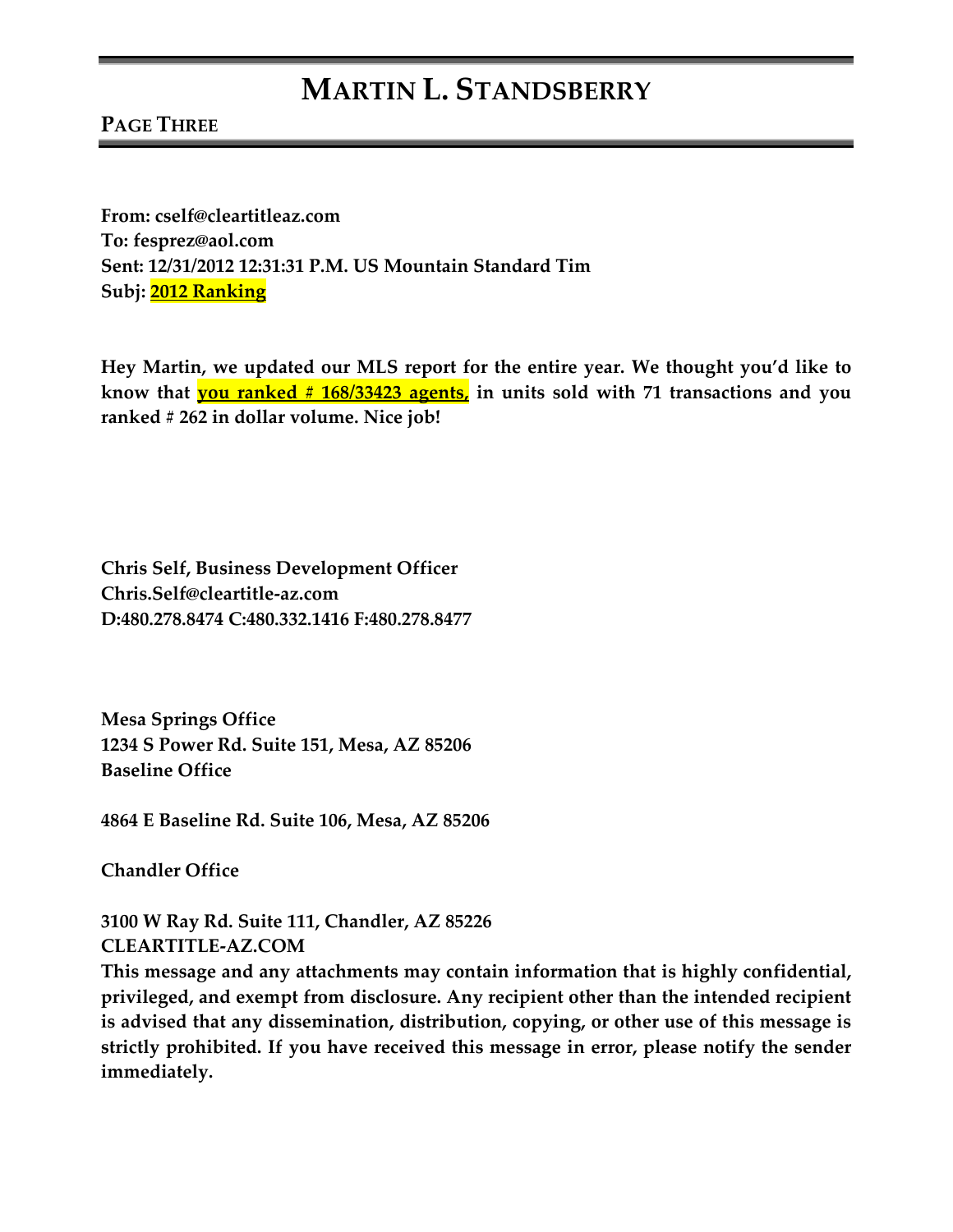**From: cself@cleartitleaz.com**
**To: fesprez@aol.com**
**Sent: 12/31/2012 12:31:31 P.M. US Mountain Standard Tim**
**Subj: 2012 Ranking**

**Hey Martin, we updated our MLS report for the entire year. We thought you'd like to know that you ranked # 168/33423 agents, in units sold with 71 transactions and you ranked # 262 in dollar volume. Nice job!**

**Chris Self, Business Development Officer**
**Chris.Self@cleartitle-az.com**
**D:480.278.8474 C:480.332.1416 F:480.278.8477**

**Mesa Springs Office**
**1234 S Power Rd. Suite 151, Mesa, AZ 85206**
**Baseline Office**

**4864 E Baseline Rd. Suite 106, Mesa, AZ 85206**

**Chandler Office**

**3100 W Ray Rd. Suite 111, Chandler, AZ 85226**
**CLEARTITLE-AZ.COM**
**This message and any attachments may contain information that is highly confidential, privileged, and exempt from disclosure. Any recipient other than the intended recipient is advised that any dissemination, distribution, copying, or other use of this message is strictly prohibited. If you have received this message in error, please notify the sender immediately.**